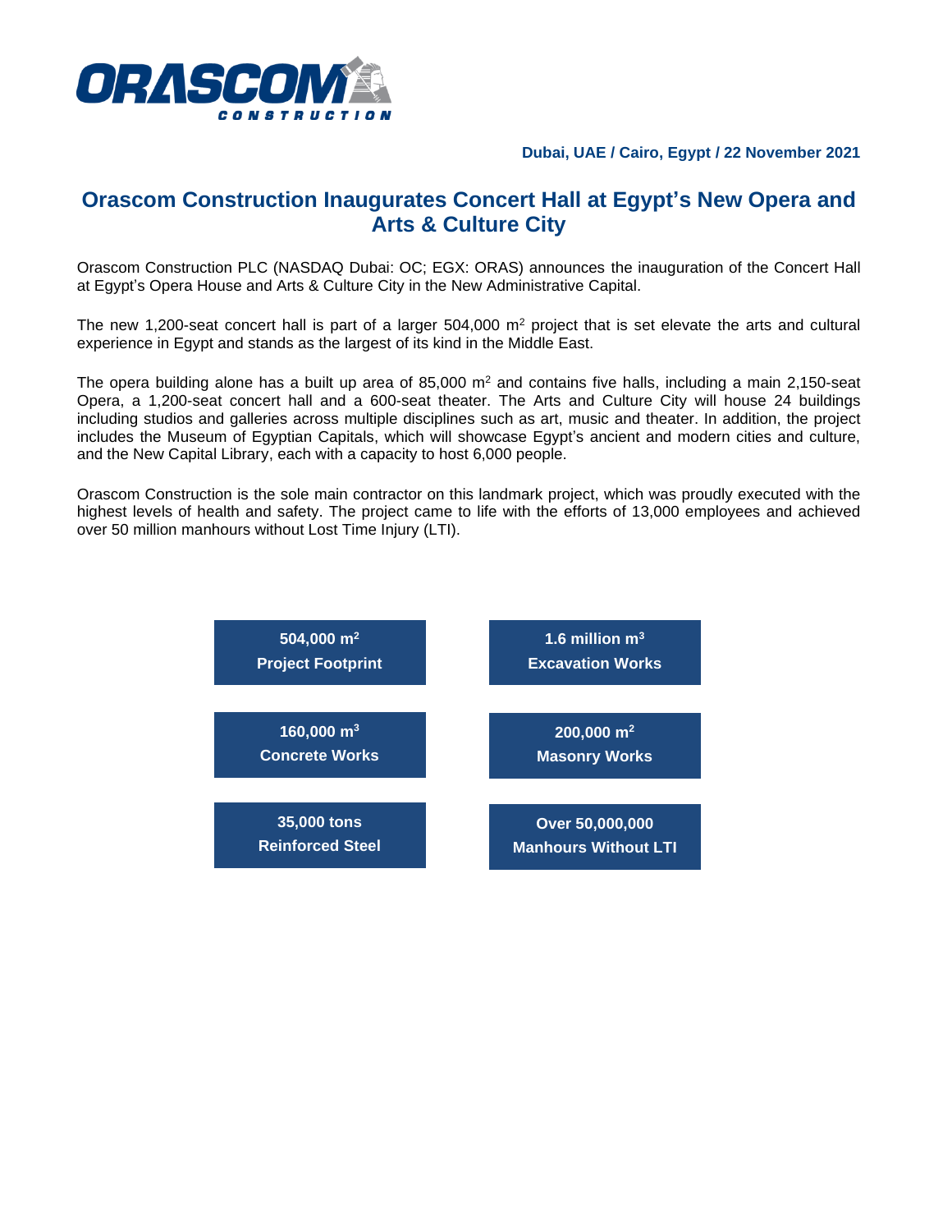Dubai, UAE / Cairo, Egypt / 22 November 2021

# Orascom Construction Inaugurates Concert Hall at Egypt's New Opera and Arts & Culture City

Orascom Construction PLC (NASDAQ Dubai: OC; EGX: ORAS) announces the inauguration of the Concert Hall at Egypt's Opera House and Arts & Culture City in the New Administrative Capital.

The new 1,200-seat concert hall is part of a larger 504,000 $m^2$ project that is set elevate the arts and cultural experience in Egypt and stands as the largest of its kind in the Middle East.

The opera building alone has a built up area of 85,000 $m^2$ and contains five halls, including a main 2,150-seat Opera, a 1,200-seat concert hall and a 600-seat theater. The Arts and Culture City will house 24 buildings including studios and galleries across multiple disciplines such as art, music and theater. In addition, the project includes the Museum of Egyptian Capitals, which will showcase Egypt's ancient and modern cities and culture, and the New Capital Library, each with a capacity to host 6,000 people.

Orascom Construction is the sole main contractor on this landmark project, which was proudly executed with the highest levels of health and safety. The project came to life with the efforts of 13,000 employees and achieved over 50 million manhours without Lost Time Injury (LTI).

**504,000 $m^2$**
**Project Footprint**

**1.6 million $m^3$**
**Excavation Works**

**160,000 $m^3$**
**Concrete Works**

**200,000 $m^2$**
**Masonry Works**

**35,000 tons**
**Reinforced Steel**

**Over 50,000,000**
**Manhours Without LTI**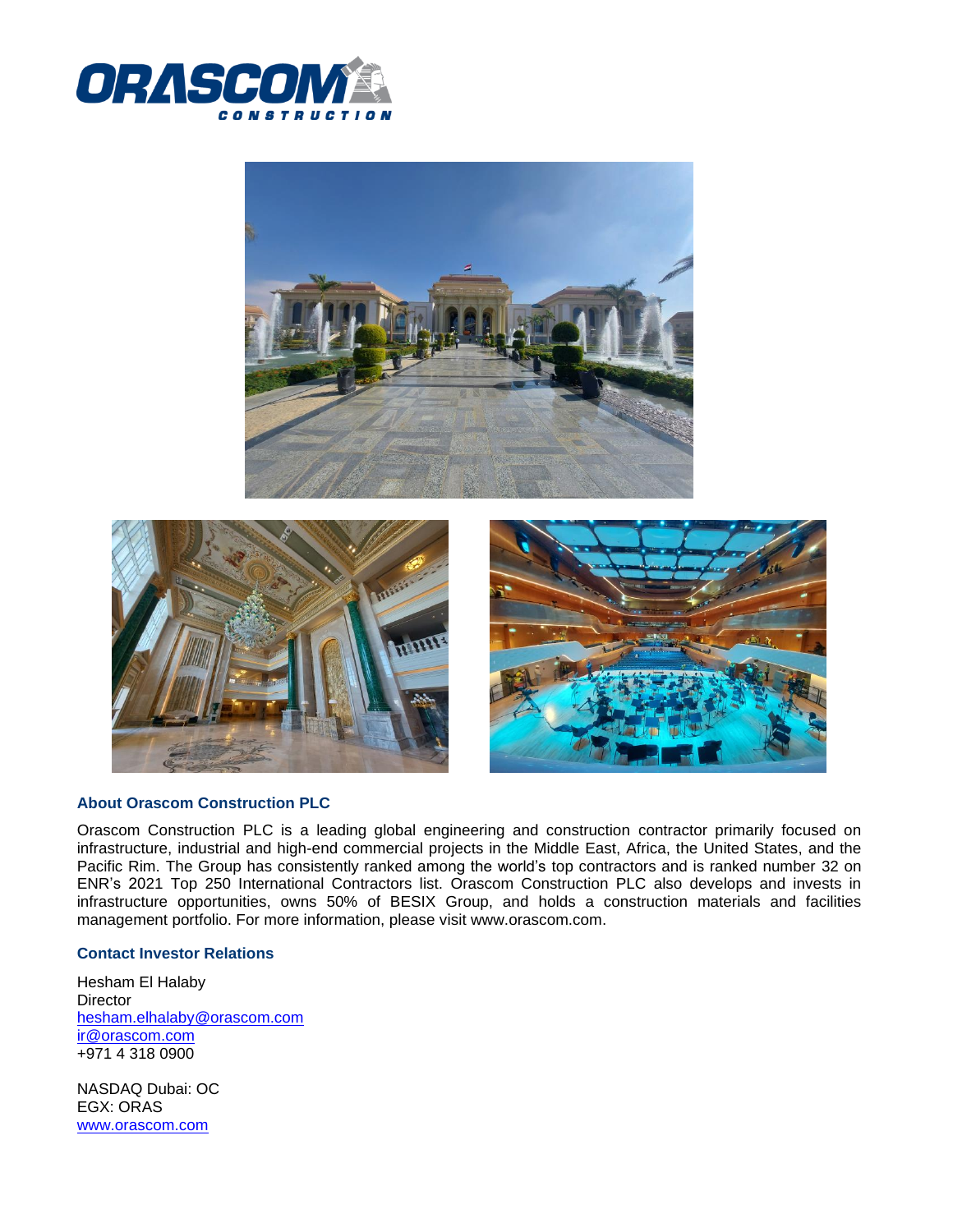## About Orascom Construction PLC

Orascom Construction PLC is a leading global engineering and construction contractor primarily focused on infrastructure, industrial and high-end commercial projects in the Middle East, Africa, the United States, and the Pacific Rim. The Group has consistently ranked among the world's top contractors and is ranked number 32 on ENR's 2021 Top 250 International Contractors list. Orascom Construction PLC also develops and invests in infrastructure opportunities, owns 50% of BESIX Group, and holds a construction materials and facilities management portfolio. For more information, please visit www.orascom.com.

## Contact Investor Relations

Hesham El Halaby  
Director  
hesham.elhalaby@orascom.com  
ir@orascom.com  
+971 4 318 0900

NASDAQ Dubai: OC  
EGX: ORAS  
www.orascom.com